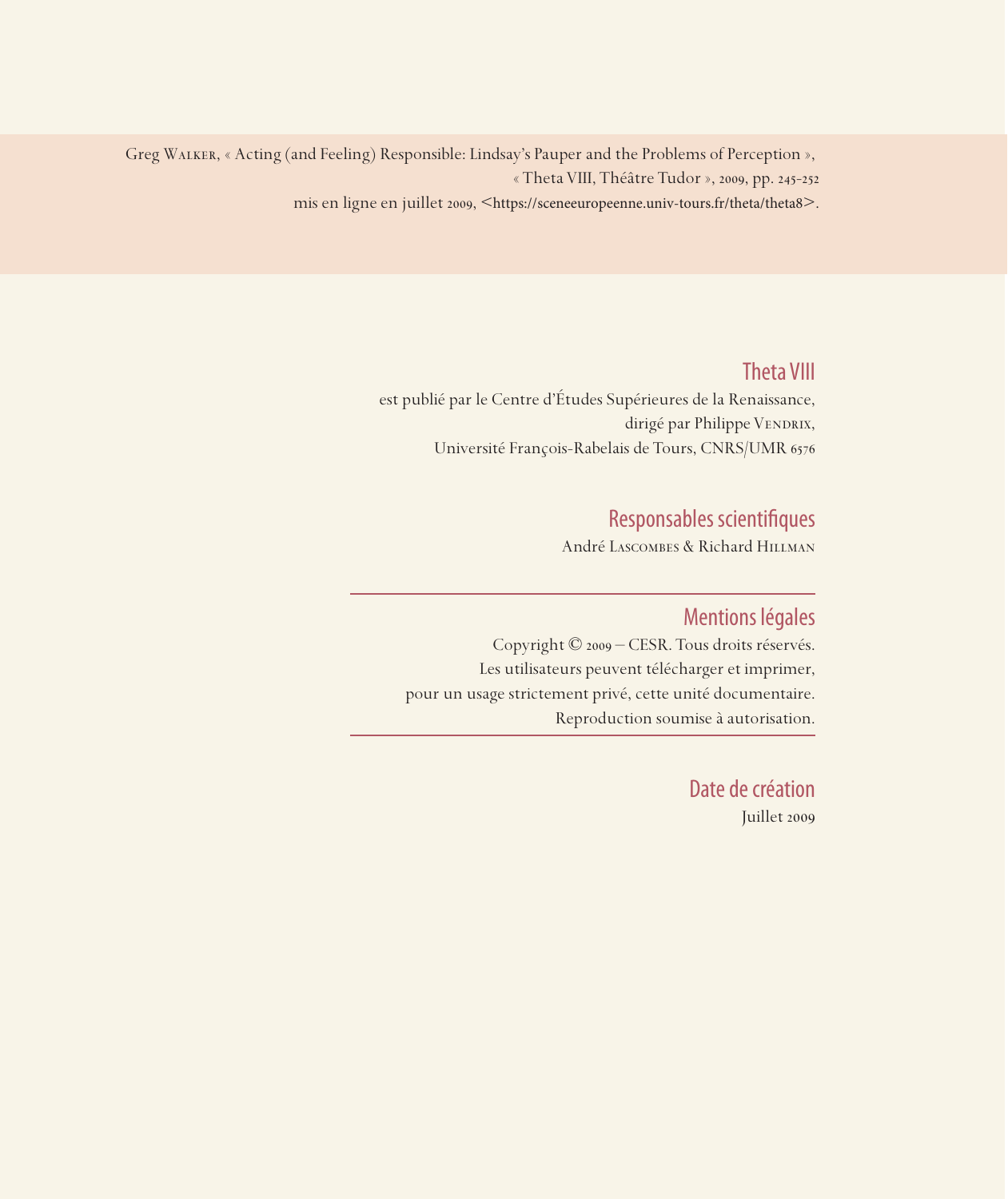Greg Walker, « Acting (and Feeling) Responsible: Lindsay's Pauper and the Problems of Perception »,
« Theta VIII, Théâtre Tudor », 2009, pp. 245-252
mis en ligne en juillet 2009, <https://sceneeuropeenne.univ-tours.fr/theta/theta8>.

## Theta VIII

est publié par le Centre d'Études Supérieures de la Renaissance,
dirigé par Philippe Vendrix,
Université François-Rabelais de Tours, CNRS/UMR 6576

## Responsables scientifiques

André Lascombes & Richard Hillman

## Mentions légales

Copyright © 2009 – CESR. Tous droits réservés.
Les utilisateurs peuvent télécharger et imprimer,
pour un usage strictement privé, cette unité documentaire.
Reproduction soumise à autorisation.

## Date de création

Juillet 2009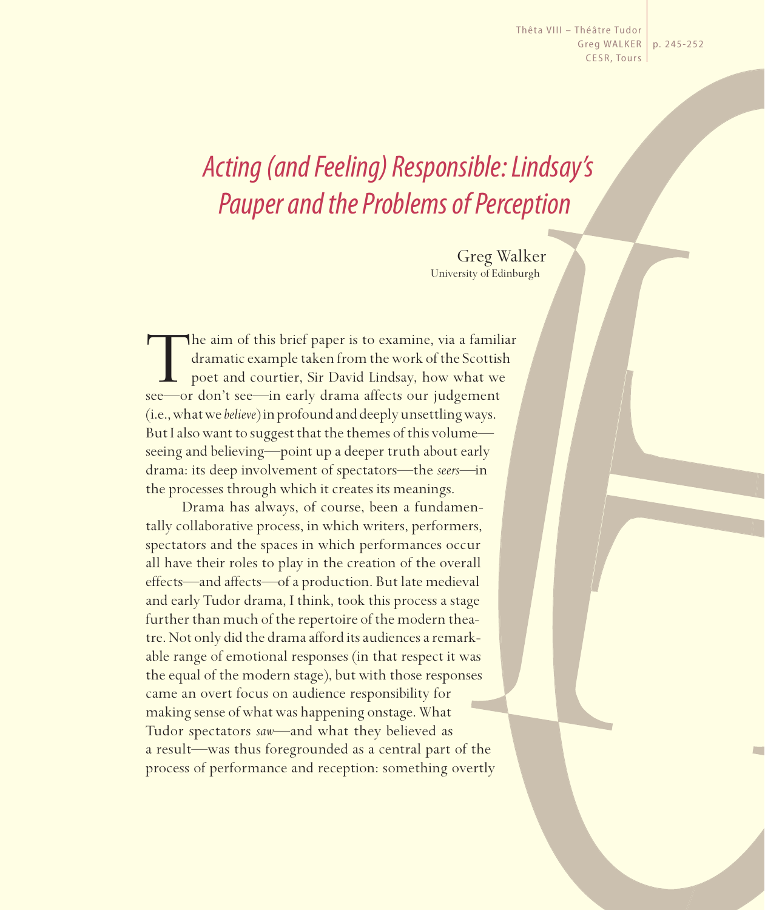# *Acting (and Feeling) Responsible: Lindsay's Pauper and the Problems of Perception*

Greg Walker
University of Edinburgh

The aim of this brief paper is to examine, via a familiar dramatic example taken from the work of the Scottish poet and courtier, Sir David Lindsay, how what we see—or don't see—in early drama affects our judgement (i.e., what we *believe*) in profound and deeply unsettling ways. But I also want to suggest that the themes of this volume—seeing and believing—point up a deeper truth about early drama: its deep involvement of spectators—the *seers*—in the processes through which it creates its meanings.

Drama has always, of course, been a fundamentally collaborative process, in which writers, performers, spectators and the spaces in which performances occur all have their roles to play in the creation of the overall effects—and affects—of a production. But late medieval and early Tudor drama, I think, took this process a stage further than much of the repertoire of the modern theatre. Not only did the drama afford its audiences a remarkable range of emotional responses (in that respect it was the equal of the modern stage), but with those responses came an overt focus on audience responsibility for making sense of what was happening onstage. What Tudor spectators *saw*—and what they believed as a result—was thus foregrounded as a central part of the process of performance and reception: something overtly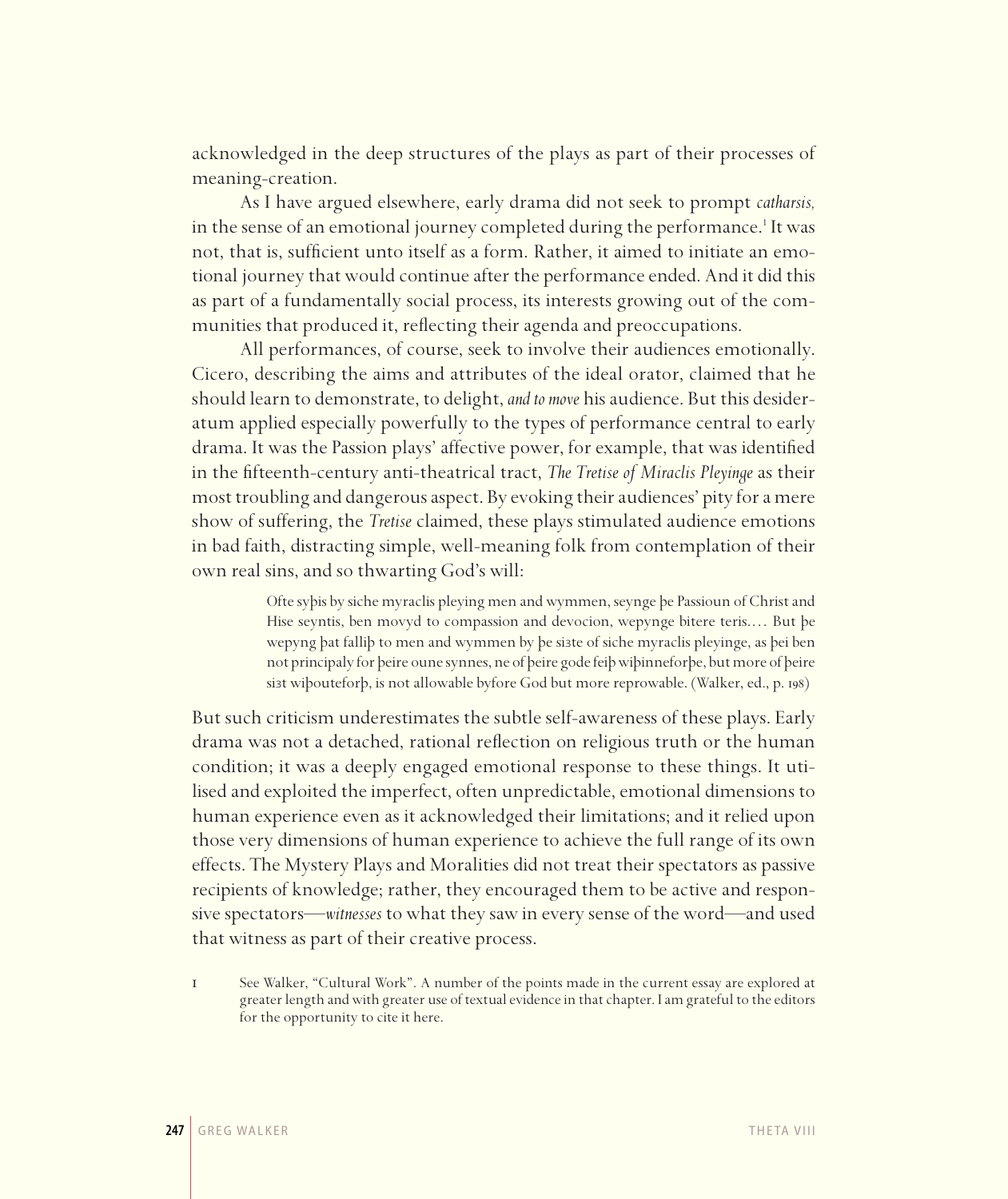acknowledged in the deep structures of the plays as part of their processes of meaning-creation.

As I have argued elsewhere, early drama did not seek to prompt *catharsis,* in the sense of an emotional journey completed during the performance.[1] It was not, that is, sufficient unto itself as a form. Rather, it aimed to initiate an emotional journey that would continue after the performance ended. And it did this as part of a fundamentally social process, its interests growing out of the communities that produced it, reflecting their agenda and preoccupations.

All performances, of course, seek to involve their audiences emotionally. Cicero, describing the aims and attributes of the ideal orator, claimed that he should learn to demonstrate, to delight, *and to move* his audience. But this desideratum applied especially powerfully to the types of performance central to early drama. It was the Passion plays' affective power, for example, that was identified in the fifteenth-century anti-theatrical tract, *The Tretise of Miraclis Pleyinge* as their most troubling and dangerous aspect. By evoking their audiences' pity for a mere show of suffering, the *Tretise* claimed, these plays stimulated audience emotions in bad faith, distracting simple, well-meaning folk from contemplation of their own real sins, and so thwarting God's will:

> Ofte syþis by siche myraclis pleying men and wymmen, seynge þe Passioun of Christ and Hise seyntis, ben movyd to compassion and devocion, wepynge bitere teris.… But þe wepyng þat falliþ to men and wymmen by þe siȝte of siche myraclis pleyinge, as þei ben not principaly for þeire oune synnes, ne of þeire gode feiþ wiþinneforþe, but more of þeire siȝt wiþouteforþ, is not allowable byfore God but more reprowable. (Walker, ed., p. 198)

But such criticism underestimates the subtle self-awareness of these plays. Early drama was not a detached, rational reflection on religious truth or the human condition; it was a deeply engaged emotional response to these things. It utilised and exploited the imperfect, often unpredictable, emotional dimensions to human experience even as it acknowledged their limitations; and it relied upon those very dimensions of human experience to achieve the full range of its own effects. The Mystery Plays and Moralities did not treat their spectators as passive recipients of knowledge; rather, they encouraged them to be active and responsive spectators—*witnesses* to what they saw in every sense of the word—and used that witness as part of their creative process.

1 See Walker, "Cultural Work". A number of the points made in the current essay are explored at greater length and with greater use of textual evidence in that chapter. I am grateful to the editors for the opportunity to cite it here.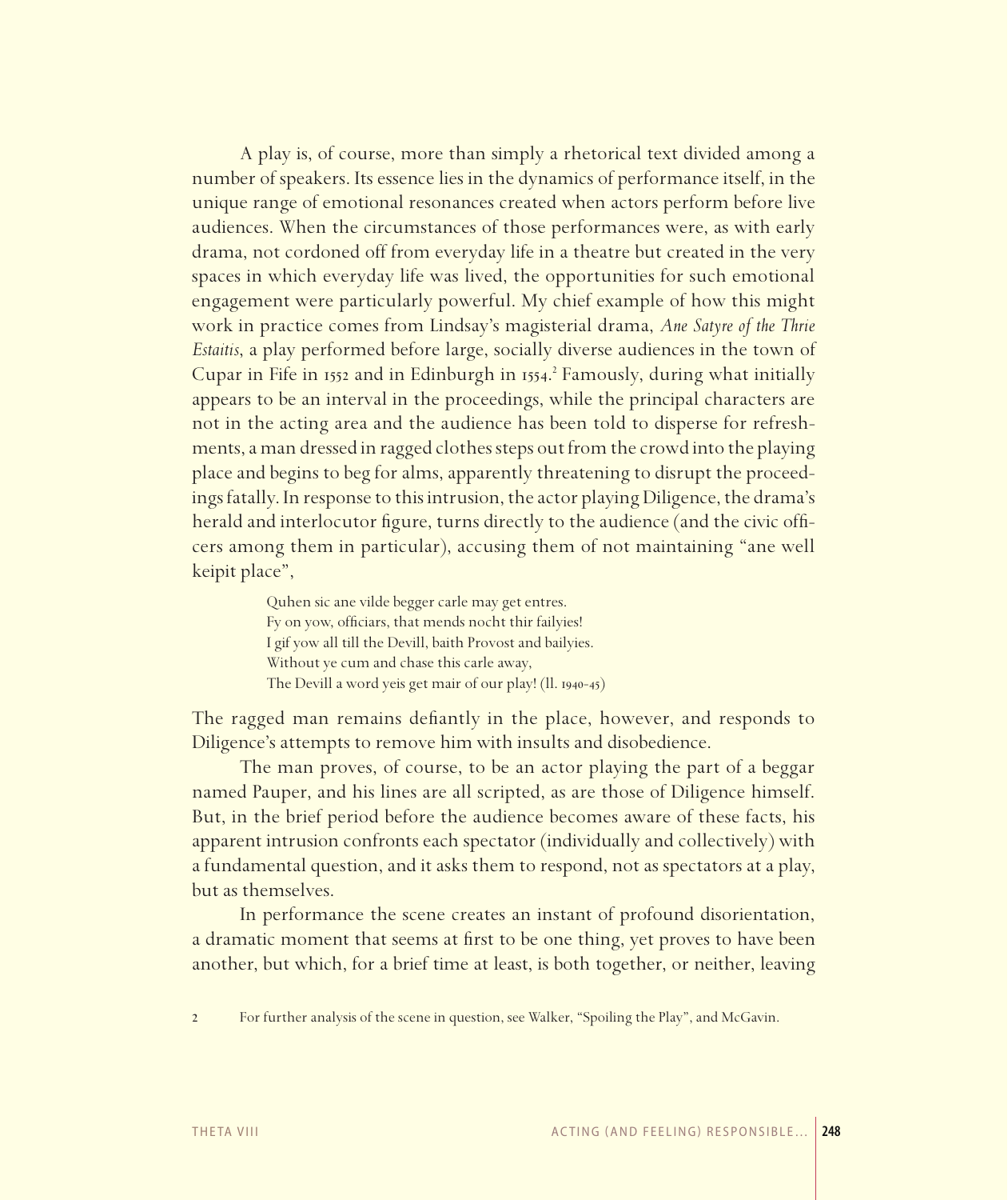A play is, of course, more than simply a rhetorical text divided among a number of speakers. Its essence lies in the dynamics of performance itself, in the unique range of emotional resonances created when actors perform before live audiences. When the circumstances of those performances were, as with early drama, not cordoned off from everyday life in a theatre but created in the very spaces in which everyday life was lived, the opportunities for such emotional engagement were particularly powerful. My chief example of how this might work in practice comes from Lindsay's magisterial drama, *Ane Satyre of the Thrie Estaitis*, a play performed before large, socially diverse audiences in the town of Cupar in Fife in 1552 and in Edinburgh in 1554.[2] Famously, during what initially appears to be an interval in the proceedings, while the principal characters are not in the acting area and the audience has been told to disperse for refreshments, a man dressed in ragged clothes steps out from the crowd into the playing place and begins to beg for alms, apparently threatening to disrupt the proceedings fatally. In response to this intrusion, the actor playing Diligence, the drama's herald and interlocutor figure, turns directly to the audience (and the civic officers among them in particular), accusing them of not maintaining "ane well keipit place",

> Quhen sic ane vilde begger carle may get entres.
> Fy on yow, officiars, that mends nocht thir failyies!
> I gif yow all till the Devill, baith Provost and bailyies.
> Without ye cum and chase this carle away,
> The Devill a word yeis get mair of our play! (ll. 1940-45)

The ragged man remains defiantly in the place, however, and responds to Diligence's attempts to remove him with insults and disobedience.

The man proves, of course, to be an actor playing the part of a beggar named Pauper, and his lines are all scripted, as are those of Diligence himself. But, in the brief period before the audience becomes aware of these facts, his apparent intrusion confronts each spectator (individually and collectively) with a fundamental question, and it asks them to respond, not as spectators at a play, but as themselves.

In performance the scene creates an instant of profound disorientation, a dramatic moment that seems at first to be one thing, yet proves to have been another, but which, for a brief time at least, is both together, or neither, leaving

2 For further analysis of the scene in question, see Walker, "Spoiling the Play", and McGavin.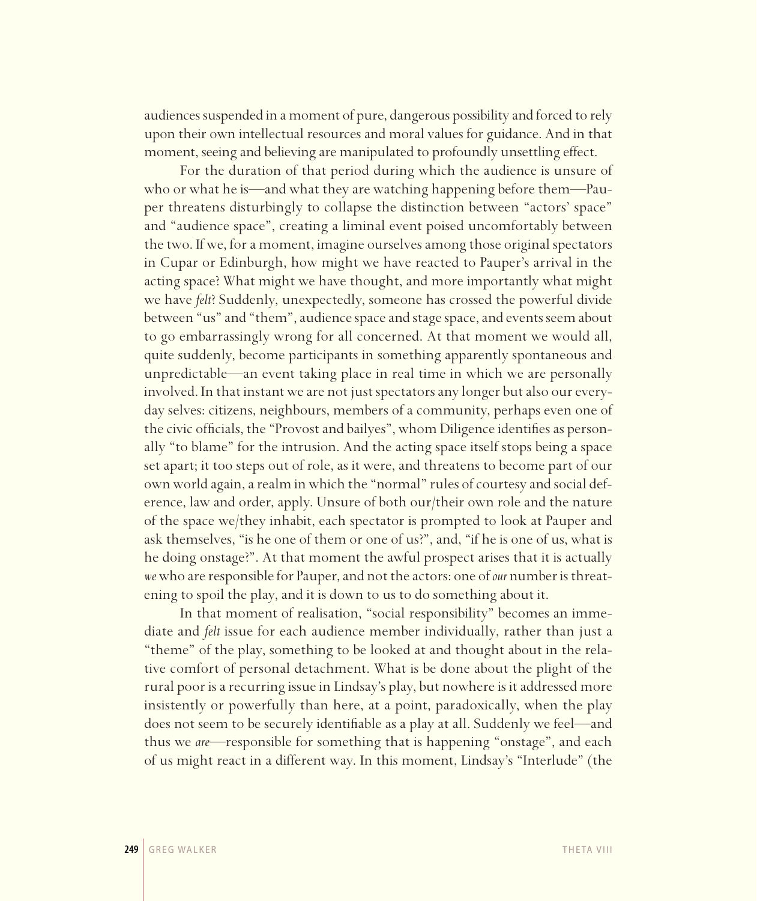audiences suspended in a moment of pure, dangerous possibility and forced to rely upon their own intellectual resources and moral values for guidance. And in that moment, seeing and believing are manipulated to profoundly unsettling effect.

For the duration of that period during which the audience is unsure of who or what he is—and what they are watching happening before them—Pauper threatens disturbingly to collapse the distinction between "actors' space" and "audience space", creating a liminal event poised uncomfortably between the two. If we, for a moment, imagine ourselves among those original spectators in Cupar or Edinburgh, how might we have reacted to Pauper's arrival in the acting space? What might we have thought, and more importantly what might we have *felt*? Suddenly, unexpectedly, someone has crossed the powerful divide between "us" and "them", audience space and stage space, and events seem about to go embarrassingly wrong for all concerned. At that moment we would all, quite suddenly, become participants in something apparently spontaneous and unpredictable—an event taking place in real time in which we are personally involved. In that instant we are not just spectators any longer but also our everyday selves: citizens, neighbours, members of a community, perhaps even one of the civic officials, the "Provost and bailyes", whom Diligence identifies as personally "to blame" for the intrusion. And the acting space itself stops being a space set apart; it too steps out of role, as it were, and threatens to become part of our own world again, a realm in which the "normal" rules of courtesy and social deference, law and order, apply. Unsure of both our/their own role and the nature of the space we/they inhabit, each spectator is prompted to look at Pauper and ask themselves, "is he one of them or one of us?", and, "if he is one of us, what is he doing onstage?". At that moment the awful prospect arises that it is actually *we* who are responsible for Pauper, and not the actors: one of *our* number is threatening to spoil the play, and it is down to us to do something about it.

In that moment of realisation, "social responsibility" becomes an immediate and *felt* issue for each audience member individually, rather than just a "theme" of the play, something to be looked at and thought about in the relative comfort of personal detachment. What is be done about the plight of the rural poor is a recurring issue in Lindsay's play, but nowhere is it addressed more insistently or powerfully than here, at a point, paradoxically, when the play does not seem to be securely identifiable as a play at all. Suddenly we feel—and thus we *are*—responsible for something that is happening "onstage", and each of us might react in a different way. In this moment, Lindsay's "Interlude" (the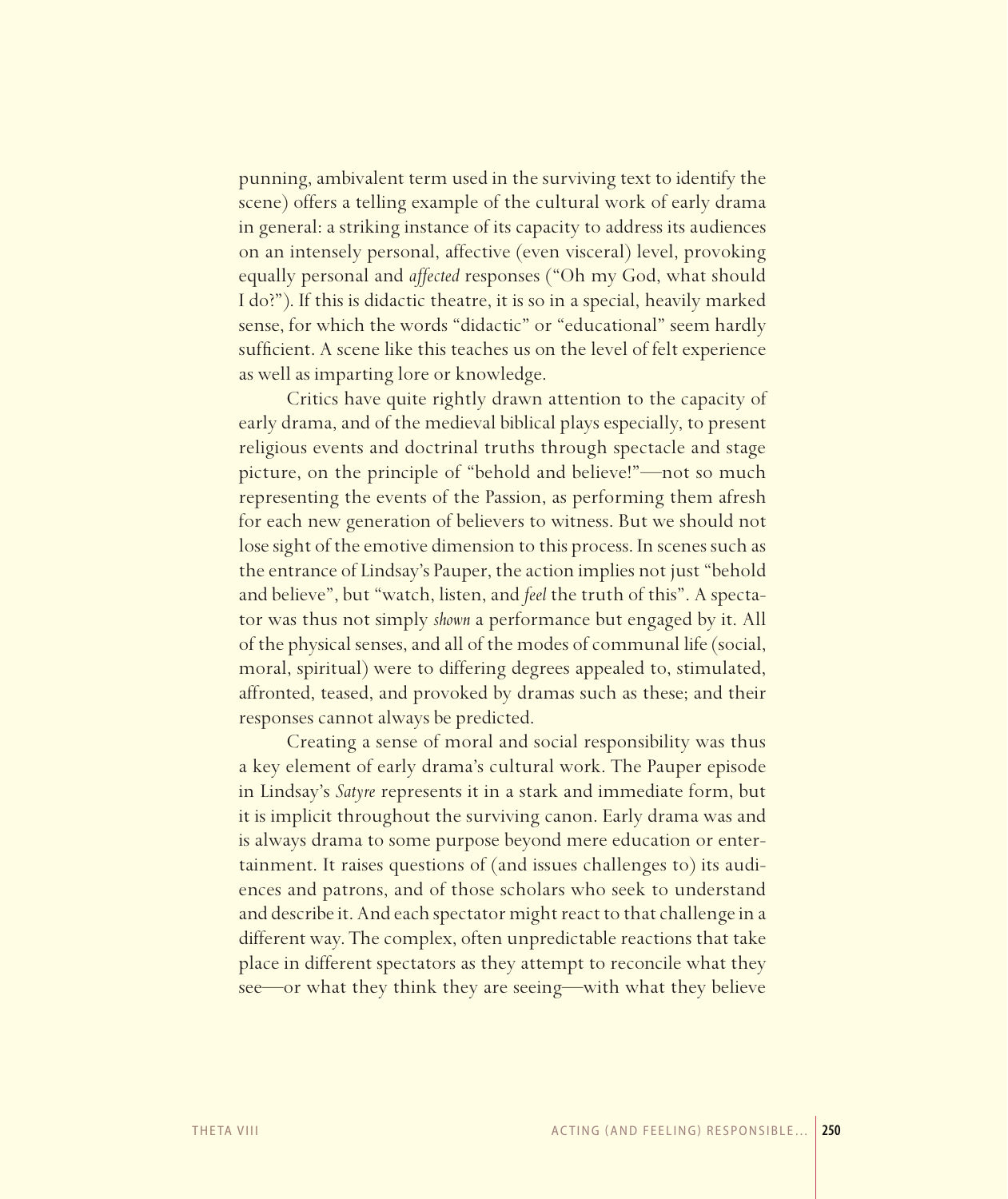punning, ambivalent term used in the surviving text to identify the scene) offers a telling example of the cultural work of early drama in general: a striking instance of its capacity to address its audiences on an intensely personal, affective (even visceral) level, provoking equally personal and *affected* responses ("Oh my God, what should I do?"). If this is didactic theatre, it is so in a special, heavily marked sense, for which the words "didactic" or "educational" seem hardly sufficient. A scene like this teaches us on the level of felt experience as well as imparting lore or knowledge.

Critics have quite rightly drawn attention to the capacity of early drama, and of the medieval biblical plays especially, to present religious events and doctrinal truths through spectacle and stage picture, on the principle of "behold and believe!"—not so much representing the events of the Passion, as performing them afresh for each new generation of believers to witness. But we should not lose sight of the emotive dimension to this process. In scenes such as the entrance of Lindsay's Pauper, the action implies not just "behold and believe", but "watch, listen, and *feel* the truth of this". A spectator was thus not simply *shown* a performance but engaged by it. All of the physical senses, and all of the modes of communal life (social, moral, spiritual) were to differing degrees appealed to, stimulated, affronted, teased, and provoked by dramas such as these; and their responses cannot always be predicted.

Creating a sense of moral and social responsibility was thus a key element of early drama's cultural work. The Pauper episode in Lindsay's *Satyre* represents it in a stark and immediate form, but it is implicit throughout the surviving canon. Early drama was and is always drama to some purpose beyond mere education or entertainment. It raises questions of (and issues challenges to) its audiences and patrons, and of those scholars who seek to understand and describe it. And each spectator might react to that challenge in a different way. The complex, often unpredictable reactions that take place in different spectators as they attempt to reconcile what they see—or what they think they are seeing—with what they believe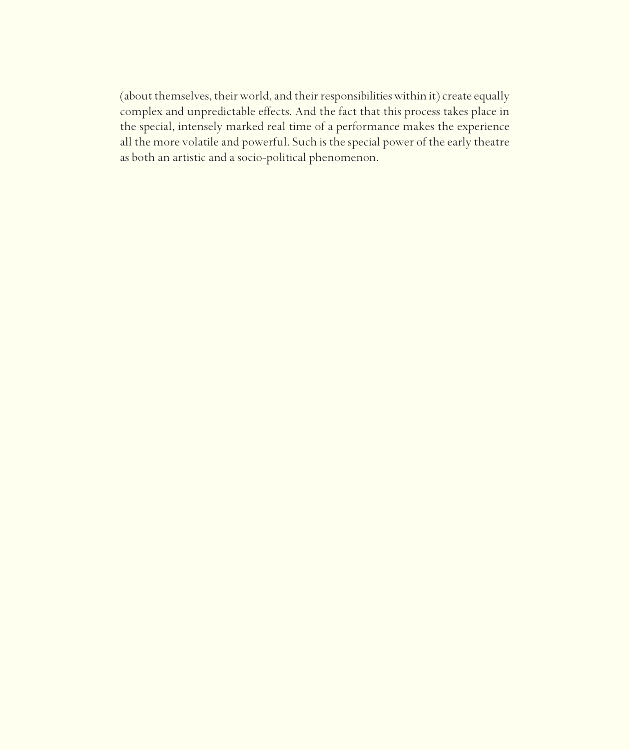(about themselves, their world, and their responsibilities within it) create equally complex and unpredictable effects. And the fact that this process takes place in the special, intensely marked real time of a performance makes the experience all the more volatile and powerful. Such is the special power of the early theatre as both an artistic and a socio-political phenomenon.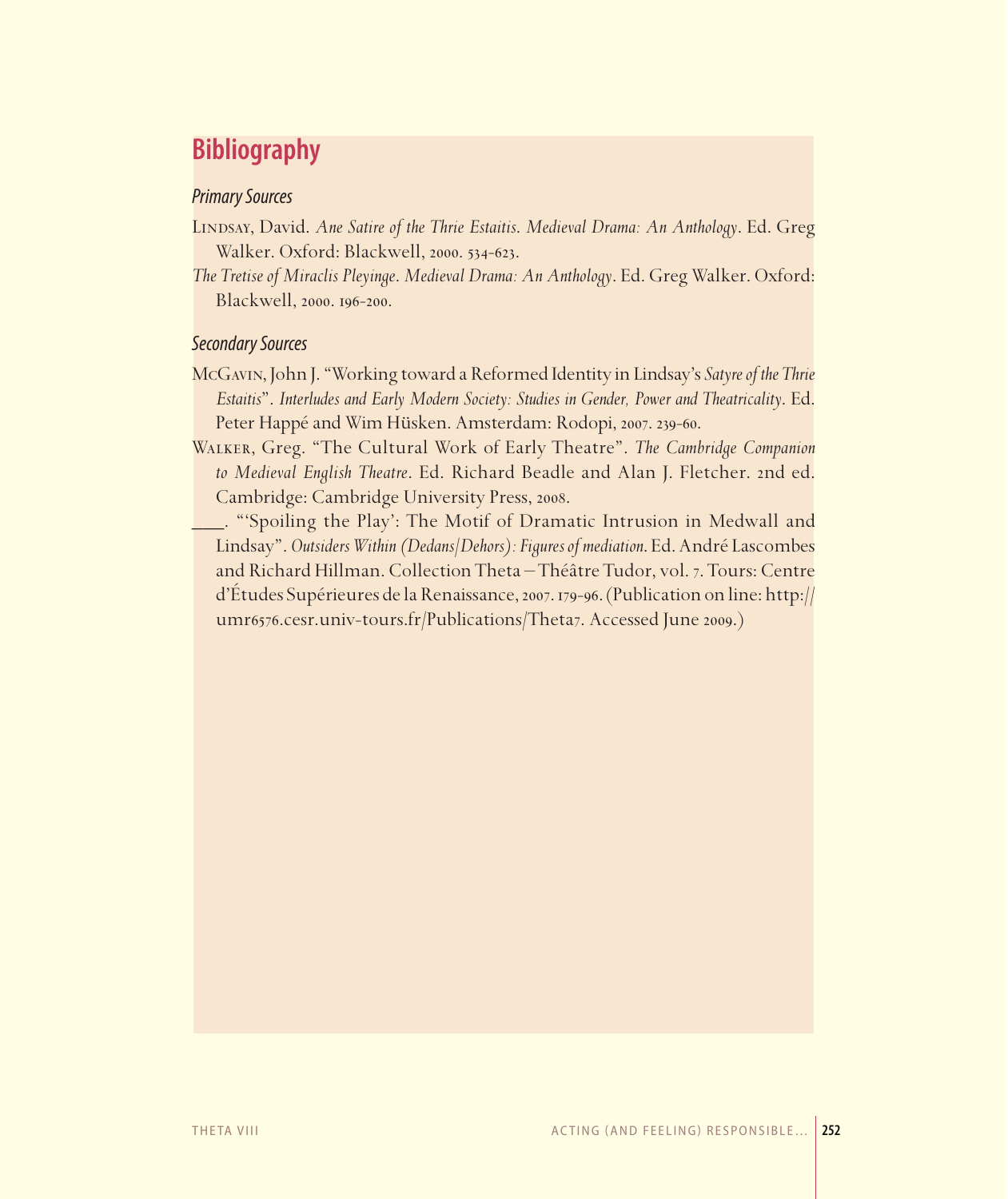# Bibliography

### *Primary Sources*

Lindsay, David. *Ane Satire of the Thrie Estaitis*. *Medieval Drama: An Anthology*. Ed. Greg Walker. Oxford: Blackwell, 2000. 534-623.

*The Tretise of Miraclis Pleyinge*. *Medieval Drama: An Anthology*. Ed. Greg Walker. Oxford: Blackwell, 2000. 196-200.

### *Secondary Sources*

McGavin, John J. "Working toward a Reformed Identity in Lindsay's *Satyre of the Thrie Estaitis*". *Interludes and Early Modern Society: Studies in Gender, Power and Theatricality*. Ed. Peter Happé and Wim Hüsken. Amsterdam: Rodopi, 2007. 239-60.

Walker, Greg. "The Cultural Work of Early Theatre". *The Cambridge Companion to Medieval English Theatre*. Ed. Richard Beadle and Alan J. Fletcher. 2nd ed. Cambridge: Cambridge University Press, 2008.

\_\_\_\_. "'Spoiling the Play': The Motif of Dramatic Intrusion in Medwall and Lindsay". *Outsiders Within (Dedans/Dehors): Figures of mediation*. Ed. André Lascombes and Richard Hillman. Collection Theta – Théâtre Tudor, vol. 7. Tours: Centre d'Études Supérieures de la Renaissance, 2007. 179-96. (Publication on line: http://umr6576.cesr.univ-tours.fr/Publications/Theta7. Accessed June 2009.)